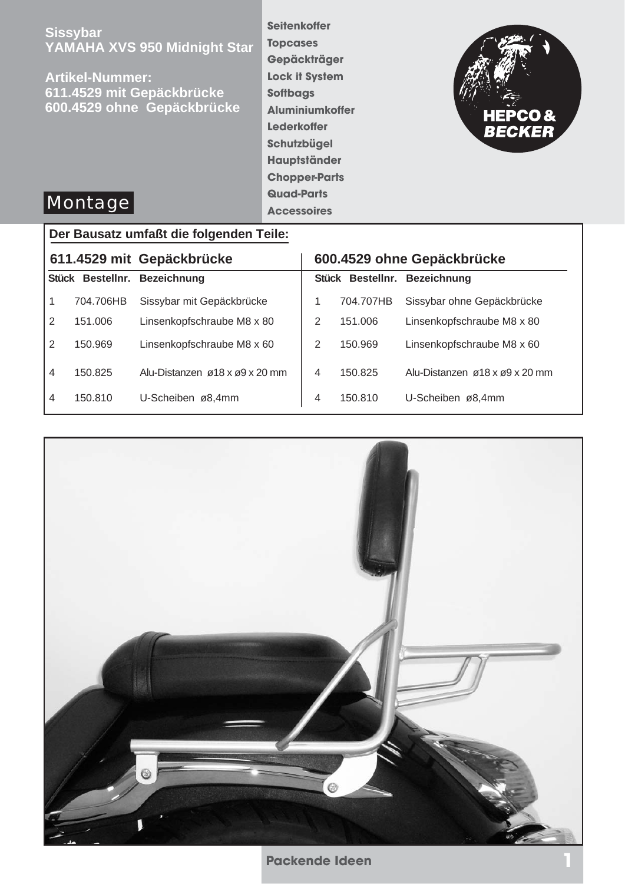# Sissybar
## YAMAHA XVS 950 Midnight Star

**Artikel-Nummer:**
**611.4529 mit Gepäckbrücke**
**600.4529 ohne Gepäckbrücke**

**Montage**

Seitenkoffer
Topcases
Gepäckträger
Lock it System
Softbags
Aluminiumkoffer
Lederkoffer
Schutzbügel
Hauptständer
Chopper-Parts
Quad-Parts
Accessoires

HEPCO & BECKER

**Der Bausatz umfaßt die folgenden Teile:**

### 611.4529 mit Gepäckbrücke

| Stück | Bestellnr. | Bezeichnung |
|---|---|---|
| 1 | 704.706HB | Sissybar mit Gepäckbrücke |
| 2 | 151.006 | Linsenkopfschraube M8 x 80 |
| 2 | 150.969 | Linsenkopfschraube M8 x 60 |
| 4 | 150.825 | Alu-Distanzen ø18 x ø9 x 20 mm |
| 4 | 150.810 | U-Scheiben ø8,4mm |

### 600.4529 ohne Gepäckbrücke

| Stück | Bestellnr. | Bezeichnung |
|---|---|---|
| 1 | 704.707HB | Sissybar ohne Gepäckbrücke |
| 2 | 151.006 | Linsenkopfschraube M8 x 80 |
| 2 | 150.969 | Linsenkopfschraube M8 x 60 |
| 4 | 150.825 | Alu-Distanzen ø18 x ø9 x 20 mm |
| 4 | 150.810 | U-Scheiben ø8,4mm |

Packende Ideen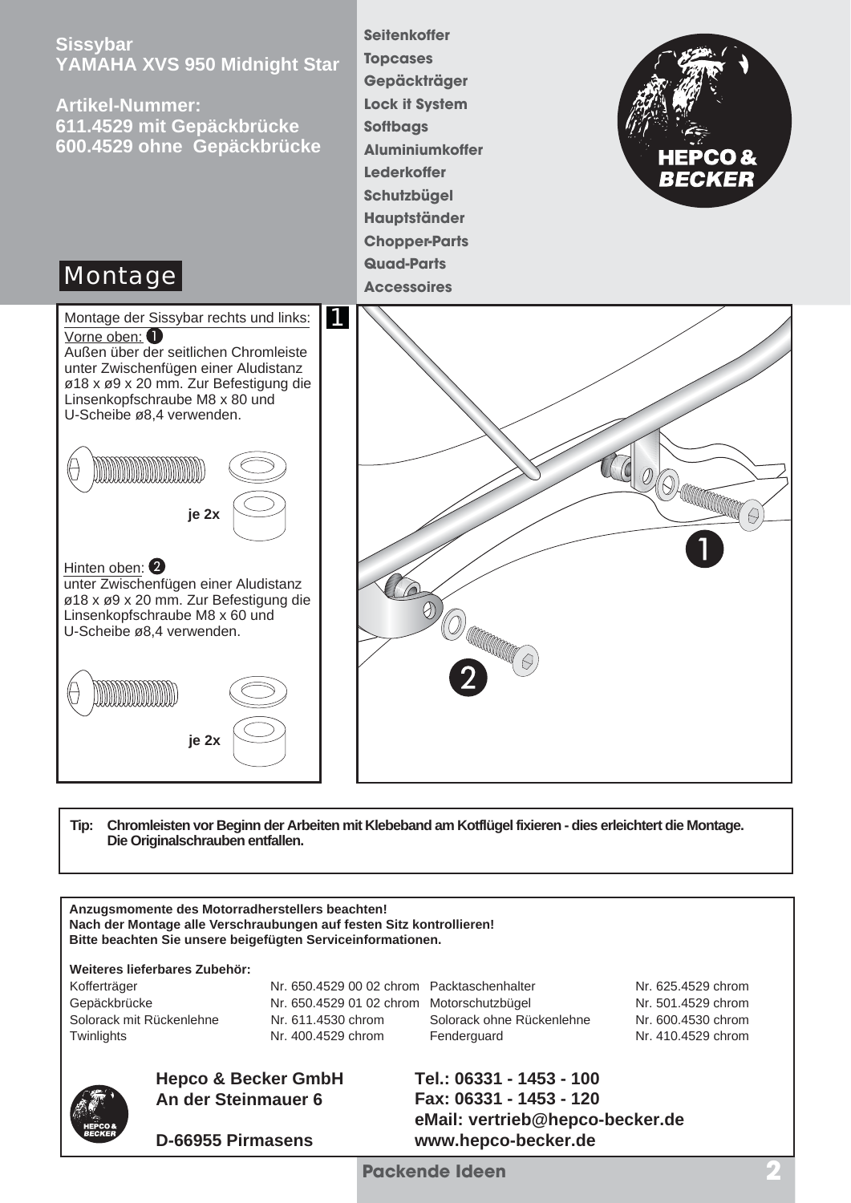# Sissybar YAMAHA XVS 950 Midnight Star

**Artikel-Nummer:**
**611.4529 mit Gepäckbrücke**
**600.4529 ohne Gepäckbrücke**

**Seitenkoffer**
**Topcases**
**Gepäckträger**
**Lock it System**
**Softbags**
**Aluminiumkoffer**
**Lederkoffer**
**Schutzbügel**
**Hauptständer**
**Chopper-Parts**
**Quad-Parts**
**Accessoires**

## Montage

**1**

Montage der Sissybar rechts und links:

Vorne oben: ❶
Außen über der seitlichen Chromleiste unter Zwischenfügen einer Aludistanz ø18 x ø9 x 20 mm. Zur Befestigung die Linsenkopfschraube M8 x 80 und U-Scheibe ø8,4 verwenden.

**je 2x**

Hinten oben: ❷
unter Zwischenfügen einer Aludistanz ø18 x ø9 x 20 mm. Zur Befestigung die Linsenkopfschraube M8 x 60 und U-Scheibe ø8,4 verwenden.

**je 2x**

**Tip: Chromleisten vor Beginn der Arbeiten mit Klebeband am Kotflügel fixieren - dies erleichtert die Montage. Die Originalschrauben entfallen.**

**Anzugsmomente des Motorradherstellers beachten!**
**Nach der Montage alle Verschraubungen auf festen Sitz kontrollieren!**
**Bitte beachten Sie unsere beigefügten Serviceinformationen.**

**Weiteres lieferbares Zubehör:**

| | | | |
|---|---|---|---|
| Kofferträger | Nr. 650.4529 00 02 chrom | Packtaschenhalter | Nr. 625.4529 chrom |
| Gepäckbrücke | Nr. 650.4529 01 02 chrom | Motorschutzbügel | Nr. 501.4529 chrom |
| Solorack mit Rückenlehne | Nr. 611.4530 chrom | Solorack ohne Rückenlehne | Nr. 600.4530 chrom |
| Twinlights | Nr. 400.4529 chrom | Fenderguard | Nr. 410.4529 chrom |

**Hepco & Becker GmbH**
**An der Steinmauer 6**

**D-66955 Pirmasens**

**Tel.: 06331 - 1453 - 100**
**Fax: 06331 - 1453 - 120**
**eMail: vertrieb@hepco-becker.de**
**www.hepco-becker.de**

**Packende Ideen**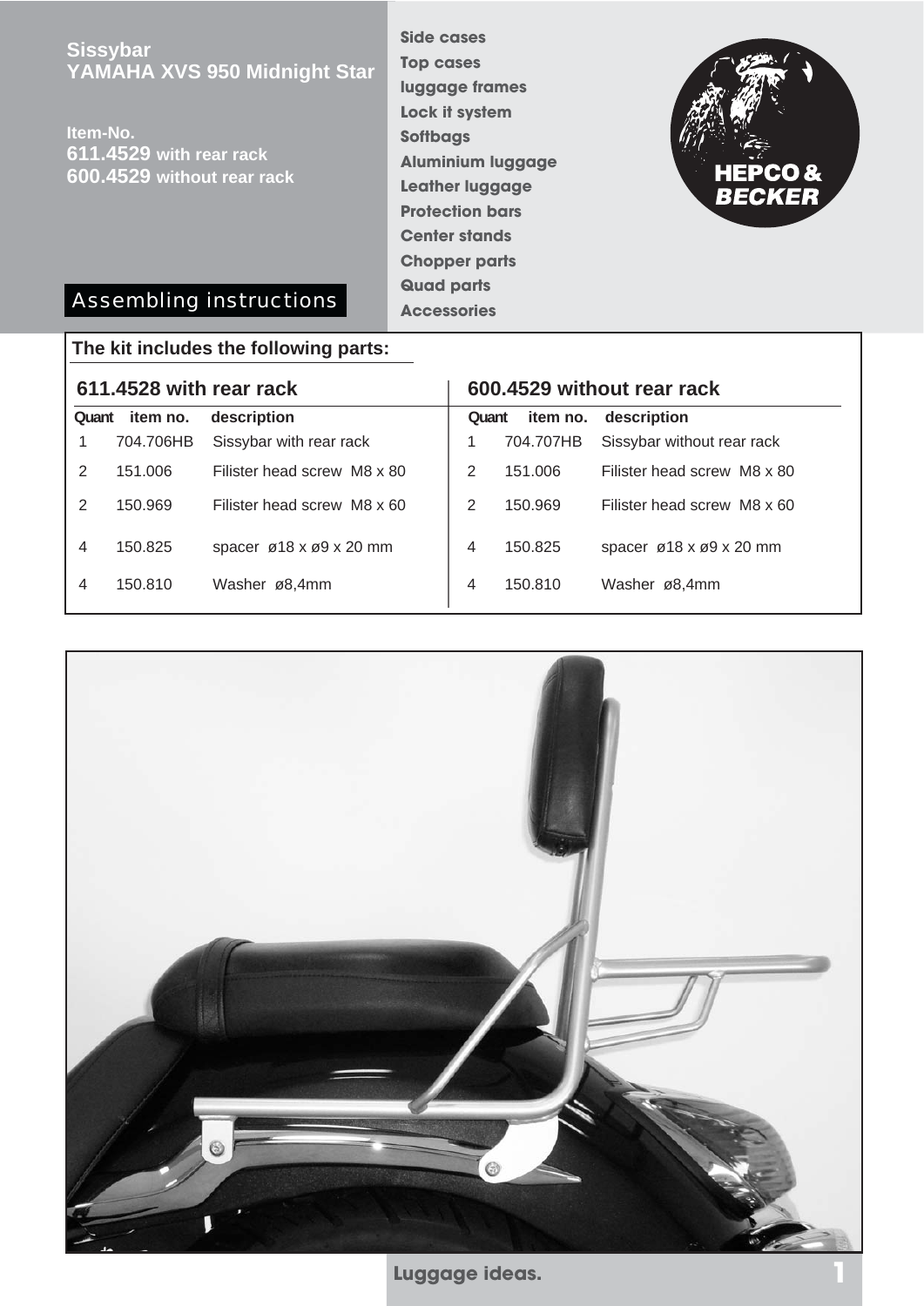# Sissybar YAMAHA XVS 950 Midnight Star

**Item-No.**
**611.4529** with rear rack
**600.4529** without rear rack

**Side cases**
**Top cases**
**luggage frames**
**Lock it system**
**Softbags**
**Aluminium luggage**
**Leather luggage**
**Protection bars**
**Center stands**
**Chopper parts**
**Quad parts**
**Accessories**

HEPCO & BECKER

## Assembling instructions

**The kit includes the following parts:**

### 611.4528 with rear rack

| Quant | item no. | description |
|---|---|---|
| 1 | 704.706HB | Sissybar with rear rack |
| 2 | 151.006 | Filister head screw M8 x 80 |
| 2 | 150.969 | Filister head screw M8 x 60 |
| 4 | 150.825 | spacer ø18 x ø9 x 20 mm |
| 4 | 150.810 | Washer ø8,4mm |

### 600.4529 without rear rack

| Quant | item no. | description |
|---|---|---|
| 1 | 704.707HB | Sissybar without rear rack |
| 2 | 151.006 | Filister head screw M8 x 80 |
| 2 | 150.969 | Filister head screw M8 x 60 |
| 4 | 150.825 | spacer ø18 x ø9 x 20 mm |
| 4 | 150.810 | Washer ø8,4mm |

**Luggage ideas.**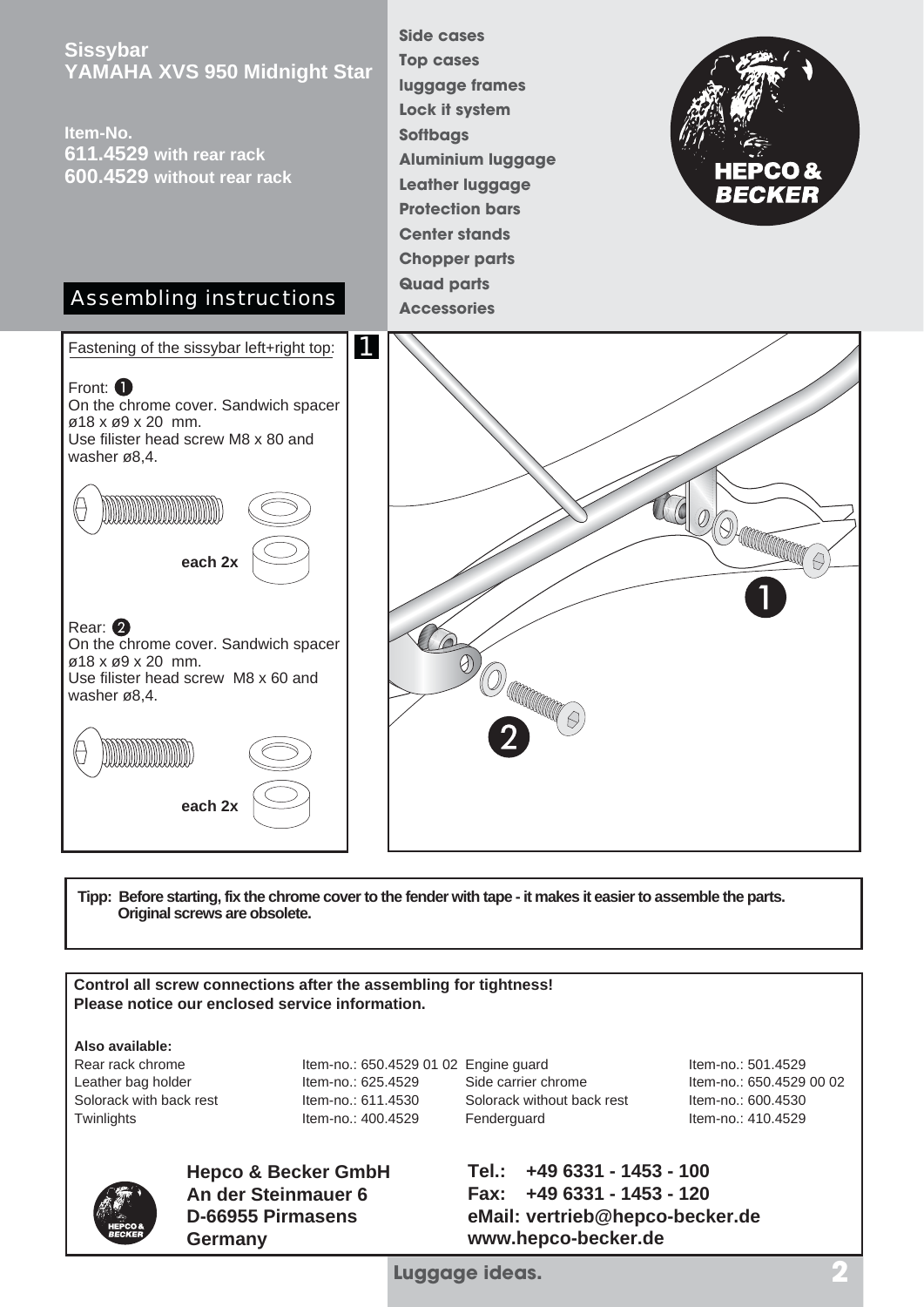# Sissybar
# YAMAHA XVS 950 Midnight Star

**Item-No.**
**611.4529 with rear rack**
**600.4529 without rear rack**

Side cases
Top cases
luggage frames
Lock it system
Softbags
Aluminium luggage
Leather luggage
Protection bars
Center stands
Chopper parts
Quad parts
Accessories

HEPCO & BECKER

## Assembling instructions

**1**

Fastening of the sissybar left+right top:

Front: **1**
On the chrome cover. Sandwich spacer ø18 x ø9 x 20 mm.
Use filister head screw M8 x 80 and washer ø8,4.

**each 2x**

Rear: **2**
On the chrome cover. Sandwich spacer ø18 x ø9 x 20 mm.
Use filister head screw M8 x 60 and washer ø8,4.

**each 2x**

**Tipp: Before starting, fix the chrome cover to the fender with tape - it makes it easier to assemble the parts. Original screws are obsolete.**

**Control all screw connections after the assembling for tightness!**
**Please notice our enclosed service information.**

**Also available:**

| | | | |
|---|---|---|---|
| Rear rack chrome | Item-no.: 650.4529 01 02 | Engine guard | Item-no.: 501.4529 |
| Leather bag holder | Item-no.: 625.4529 | Side carrier chrome | Item-no.: 650.4529 00 02 |
| Solorack with back rest | Item-no.: 611.4530 | Solorack without back rest | Item-no.: 600.4530 |
| Twinlights | Item-no.: 400.4529 | Fenderguard | Item-no.: 410.4529 |

**Hepco & Becker GmbH**
**An der Steinmauer 6**
**D-66955 Pirmasens**
**Germany**

**Tel.: +49 6331 - 1453 - 100**
**Fax: +49 6331 - 1453 - 120**
**eMail: vertrieb@hepco-becker.de**
**www.hepco-becker.de**

**Luggage ideas.**